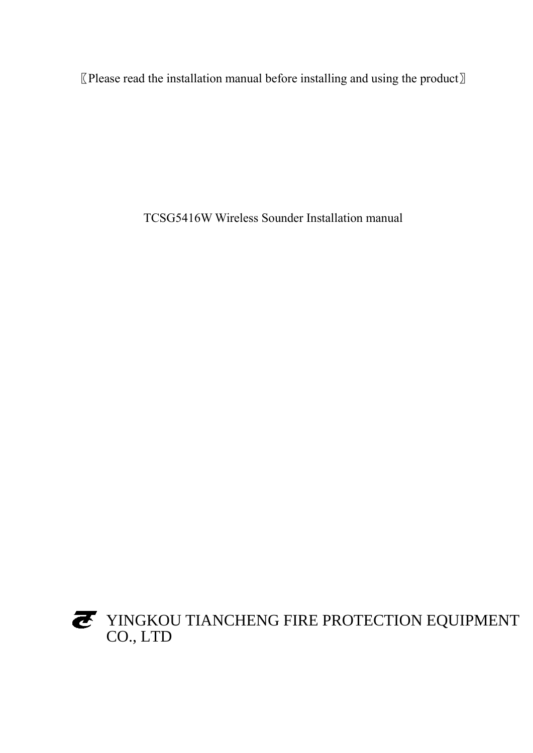〖Please read the installation manual before installing and using the product〗

# TCSG5416W Wireless Sounder Installation manual

YINGKOU TIANCHENG FIRE PROTECTION EQUIPMENT CO., LTD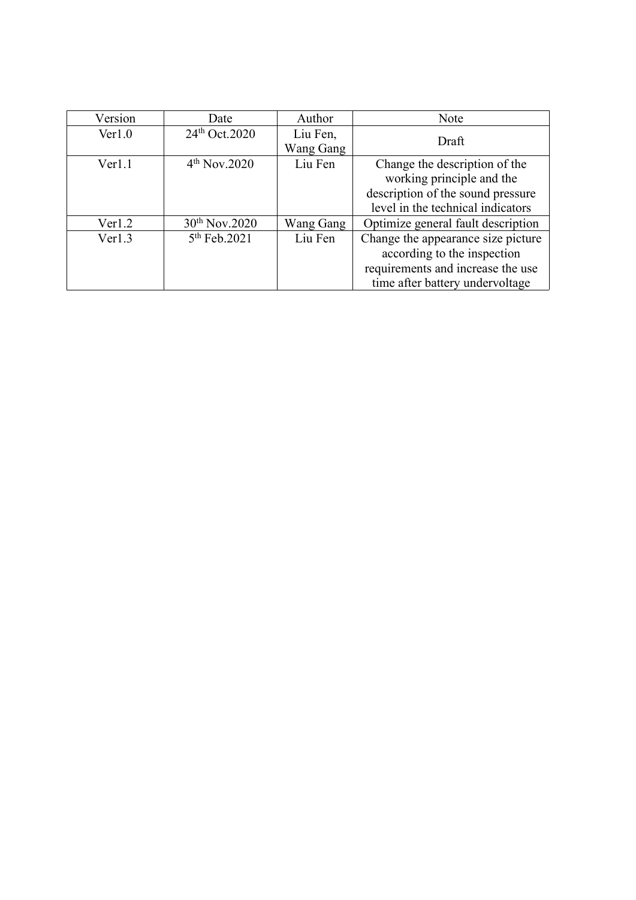| Version | Date | Author | Note |
|---|---|---|---|
| Ver1.0 | 24th Oct.2020 | Liu Fen, Wang Gang | Draft |
| Ver1.1 | 4th Nov.2020 | Liu Fen | Change the description of the working principle and the description of the sound pressure level in the technical indicators |
| Ver1.2 | 30th Nov.2020 | Wang Gang | Optimize general fault description |
| Ver1.3 | 5th Feb.2021 | Liu Fen | Change the appearance size picture according to the inspection requirements and increase the use time after battery undervoltage |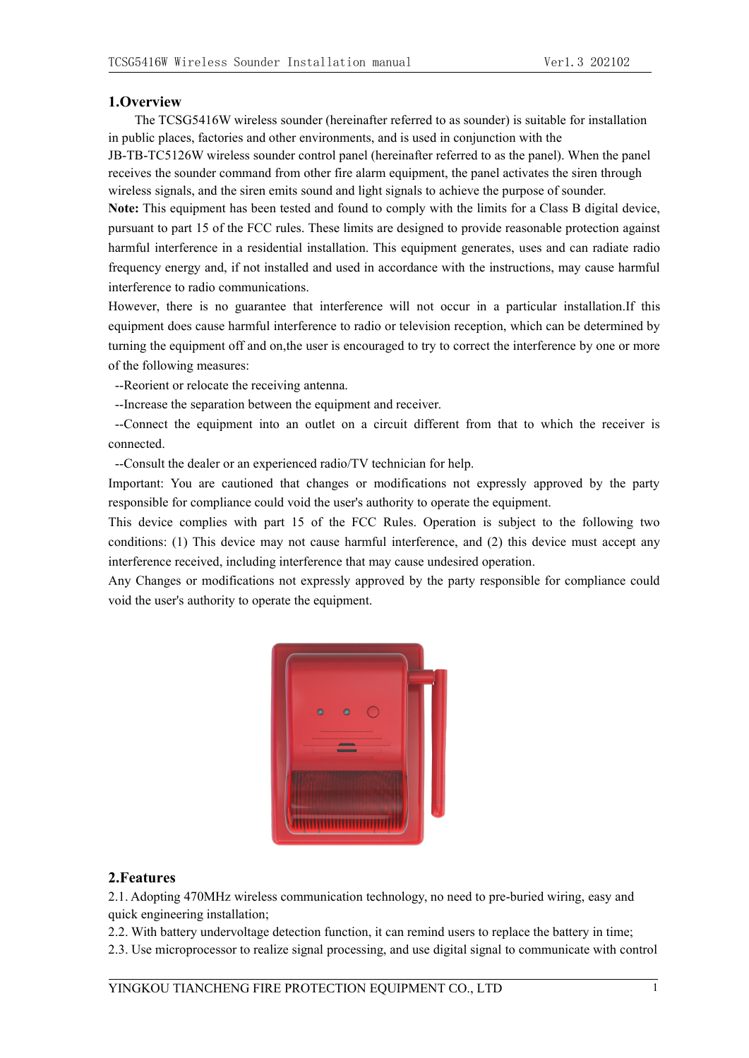## 1.Overview

The TCSG5416W wireless sounder (hereinafter referred to as sounder) is suitable for installation in public places, factories and other environments, and is used in conjunction with the JB-TB-TC5126W wireless sounder control panel (hereinafter referred to as the panel). When the panel receives the sounder command from other fire alarm equipment, the panel activates the siren through wireless signals, and the siren emits sound and light signals to achieve the purpose of sounder.

**Note:** This equipment has been tested and found to comply with the limits for a Class B digital device, pursuant to part 15 of the FCC rules. These limits are designed to provide reasonable protection against harmful interference in a residential installation. This equipment generates, uses and can radiate radio frequency energy and, if not installed and used in accordance with the instructions, may cause harmful interference to radio communications.

However, there is no guarantee that interference will not occur in a particular installation.If this equipment does cause harmful interference to radio or television reception, which can be determined by turning the equipment off and on,the user is encouraged to try to correct the interference by one or more of the following measures:

--Reorient or relocate the receiving antenna.

--Increase the separation between the equipment and receiver.

--Connect the equipment into an outlet on a circuit different from that to which the receiver is connected.

--Consult the dealer or an experienced radio/TV technician for help.

Important: You are cautioned that changes or modifications not expressly approved by the party responsible for compliance could void the user's authority to operate the equipment.

This device complies with part 15 of the FCC Rules. Operation is subject to the following two conditions: (1) This device may not cause harmful interference, and (2) this device must accept any interference received, including interference that may cause undesired operation.

Any Changes or modifications not expressly approved by the party responsible for compliance could void the user's authority to operate the equipment.

## 2.Features

2.1. Adopting 470MHz wireless communication technology, no need to pre-buried wiring, easy and quick engineering installation;

2.2. With battery undervoltage detection function, it can remind users to replace the battery in time;

2.3. Use microprocessor to realize signal processing, and use digital signal to communicate with control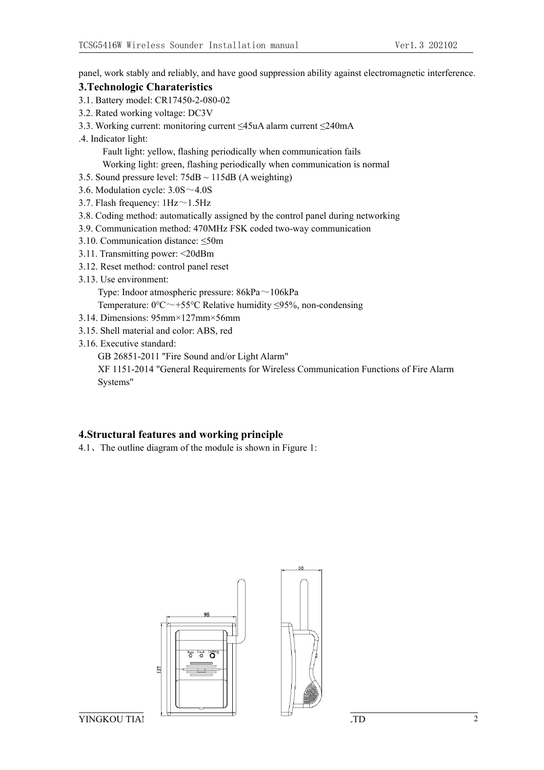panel, work stably and reliably, and have good suppression ability against electromagnetic interference.

### 3.Technologic Charateristics

3.1. Battery model: CR17450-2-080-02

3.2. Rated working voltage: DC3V

3.3. Working current: monitoring current ≤45uA alarm current ≤240mA

.4. Indicator light:

Fault light: yellow, flashing periodically when communication fails

Working light: green, flashing periodically when communication is normal

3.5. Sound pressure level: 75dB ~ 115dB (A weighting)

3.6. Modulation cycle: 3.0S～4.0S

3.7. Flash frequency: 1Hz～1.5Hz

3.8. Coding method: automatically assigned by the control panel during networking

3.9. Communication method: 470MHz FSK coded two-way communication

3.10. Communication distance: ≤50m

3.11. Transmitting power: <20dBm

3.12. Reset method: control panel reset

3.13. Use environment:

Type: Indoor atmospheric pressure: 86kPa～106kPa

Temperature: 0℃～+55℃ Relative humidity ≤95%, non-condensing

3.14. Dimensions: 95mm×127mm×56mm

3.15. Shell material and color: ABS, red

3.16. Executive standard:

GB 26851-2011 "Fire Sound and/or Light Alarm"

XF 1151-2014 "General Requirements for Wireless Communication Functions of Fire Alarm Systems"

### 4.Structural features and working principle

4.1、The outline diagram of the module is shown in Figure 1: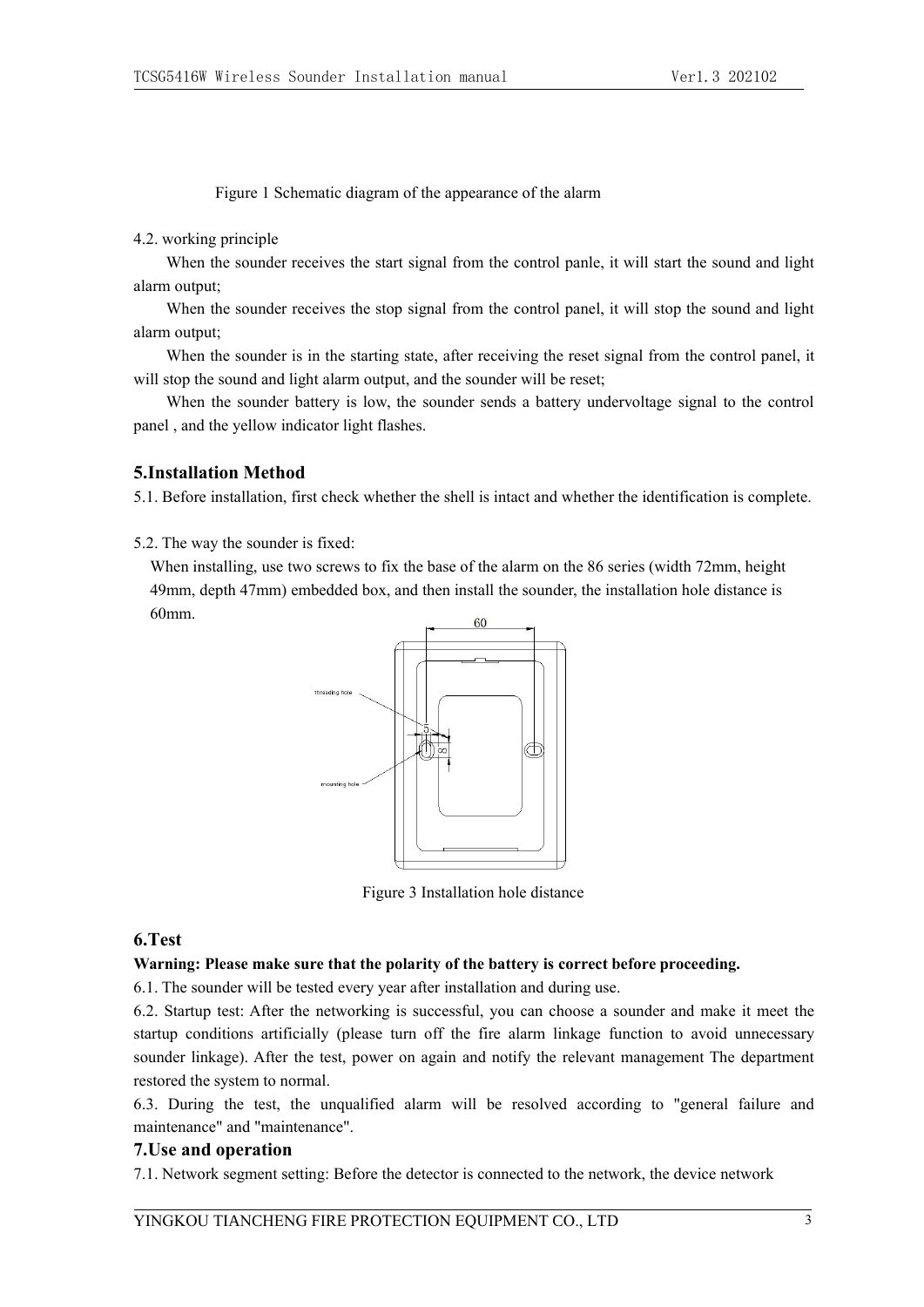Figure 1 Schematic diagram of the appearance of the alarm

4.2. working principle

When the sounder receives the start signal from the control panle, it will start the sound and light alarm output;

When the sounder receives the stop signal from the control panel, it will stop the sound and light alarm output;

When the sounder is in the starting state, after receiving the reset signal from the control panel, it will stop the sound and light alarm output, and the sounder will be reset;

When the sounder battery is low, the sounder sends a battery undervoltage signal to the control panel , and the yellow indicator light flashes.

## 5.Installation Method

5.1. Before installation, first check whether the shell is intact and whether the identification is complete.

5.2. The way the sounder is fixed:

When installing, use two screws to fix the base of the alarm on the 86 series (width 72mm, height 49mm, depth 47mm) embedded box, and then install the sounder, the installation hole distance is 60mm.

Figure 3 Installation hole distance

## 6.Test

**Warning: Please make sure that the polarity of the battery is correct before proceeding.**

6.1. The sounder will be tested every year after installation and during use.

6.2. Startup test: After the networking is successful, you can choose a sounder and make it meet the startup conditions artificially (please turn off the fire alarm linkage function to avoid unnecessary sounder linkage). After the test, power on again and notify the relevant management The department restored the system to normal.

6.3. During the test, the unqualified alarm will be resolved according to "general failure and maintenance" and "maintenance".

## 7.Use and operation

7.1. Network segment setting: Before the detector is connected to the network, the device network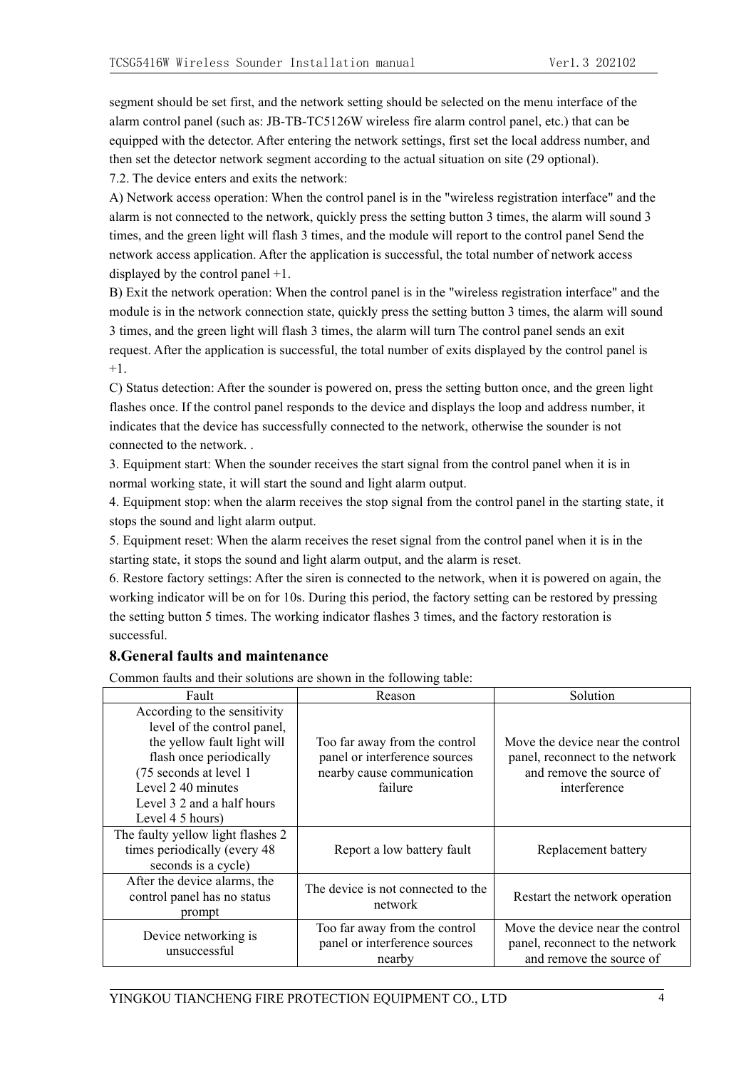segment should be set first, and the network setting should be selected on the menu interface of the alarm control panel (such as: JB-TB-TC5126W wireless fire alarm control panel, etc.) that can be equipped with the detector. After entering the network settings, first set the local address number, and then set the detector network segment according to the actual situation on site (29 optional).

7.2. The device enters and exits the network:

A) Network access operation: When the control panel is in the "wireless registration interface" and the alarm is not connected to the network, quickly press the setting button 3 times, the alarm will sound 3 times, and the green light will flash 3 times, and the module will report to the control panel Send the network access application. After the application is successful, the total number of network access displayed by the control panel +1.

B) Exit the network operation: When the control panel is in the "wireless registration interface" and the module is in the network connection state, quickly press the setting button 3 times, the alarm will sound 3 times, and the green light will flash 3 times, the alarm will turn The control panel sends an exit request. After the application is successful, the total number of exits displayed by the control panel is +1.

C) Status detection: After the sounder is powered on, press the setting button once, and the green light flashes once. If the control panel responds to the device and displays the loop and address number, it indicates that the device has successfully connected to the network, otherwise the sounder is not connected to the network. .

3. Equipment start: When the sounder receives the start signal from the control panel when it is in normal working state, it will start the sound and light alarm output.

4. Equipment stop: when the alarm receives the stop signal from the control panel in the starting state, it stops the sound and light alarm output.

5. Equipment reset: When the alarm receives the reset signal from the control panel when it is in the starting state, it stops the sound and light alarm output, and the alarm is reset.

6. Restore factory settings: After the siren is connected to the network, when it is powered on again, the working indicator will be on for 10s. During this period, the factory setting can be restored by pressing the setting button 5 times. The working indicator flashes 3 times, and the factory restoration is successful.

## 8.General faults and maintenance

Common faults and their solutions are shown in the following table:

| Fault | Reason | Solution |
|---|---|---|
| According to the sensitivity level of the control panel, the yellow fault light will flash once periodically (75 seconds at level 1 Level 2 40 minutes Level 3 2 and a half hours Level 4 5 hours) | Too far away from the control panel or interference sources nearby cause communication failure | Move the device near the control panel, reconnect to the network and remove the source of interference |
| The faulty yellow light flashes 2 times periodically (every 48 seconds is a cycle) | Report a low battery fault | Replacement battery |
| After the device alarms, the control panel has no status prompt | The device is not connected to the network | Restart the network operation |
| Device networking is unsuccessful | Too far away from the control panel or interference sources nearby | Move the device near the control panel, reconnect to the network and remove the source of |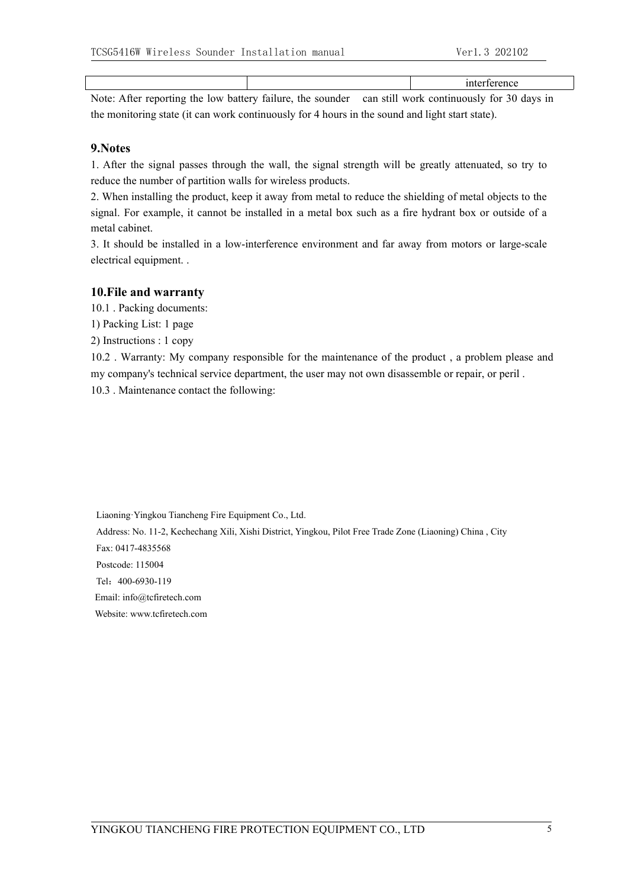| | | |
|---|---|---|
| | | interference |

Note: After reporting the low battery failure, the sounder can still work continuously for 30 days in the monitoring state (it can work continuously for 4 hours in the sound and light start state).

## 9.Notes

1. After the signal passes through the wall, the signal strength will be greatly attenuated, so try to reduce the number of partition walls for wireless products.
2. When installing the product, keep it away from metal to reduce the shielding of metal objects to the signal. For example, it cannot be installed in a metal box such as a fire hydrant box or outside of a metal cabinet.
3. It should be installed in a low-interference environment and far away from motors or large-scale electrical equipment. .

## 10.File and warranty

10.1 . Packing documents:

1) Packing List: 1 page

2) Instructions : 1 copy

10.2 . Warranty: My company responsible for the maintenance of the product , a problem please and my company's technical service department, the user may not own disassemble or repair, or peril .

10.3 . Maintenance contact the following:

Liaoning·Yingkou Tiancheng Fire Equipment Co., Ltd.

Address: No. 11-2, Kechechang Xili, Xishi District, Yingkou, Pilot Free Trade Zone (Liaoning) China , City

Fax: 0417-4835568

Postcode: 115004

Tel：400-6930-119

Email: info@tcfiretech.com

Website: www.tcfiretech.com